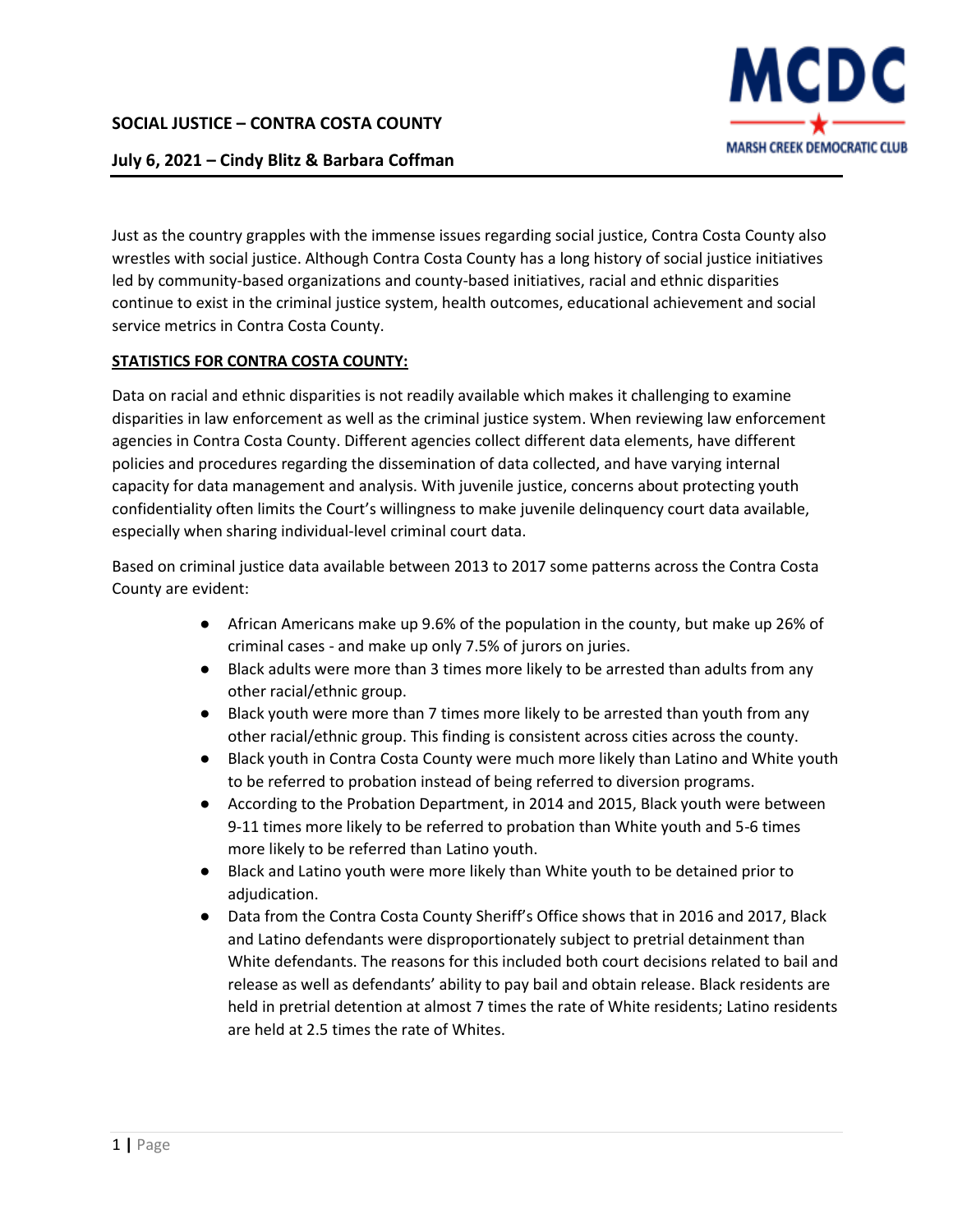**SOCIAL JUSTICE – CONTRA COSTA COUNTY**

**July 6, 2021 – Cindy Blitz & Barbara Coffman**

Just as the country grapples with the immense issues regarding social justice, Contra Costa County also wrestles with social justice. Although Contra Costa County has a long history of social justice initiatives led by community-based organizations and county-based initiatives, racial and ethnic disparities continue to exist in the criminal justice system, health outcomes, educational achievement and social service metrics in Contra Costa County.

**STATISTICS FOR CONTRA COSTA COUNTY:**

Data on racial and ethnic disparities is not readily available which makes it challenging to examine disparities in law enforcement as well as the criminal justice system. When reviewing law enforcement agencies in Contra Costa County. Different agencies collect different data elements, have different policies and procedures regarding the dissemination of data collected, and have varying internal capacity for data management and analysis. With juvenile justice, concerns about protecting youth confidentiality often limits the Court's willingness to make juvenile delinquency court data available, especially when sharing individual-level criminal court data.

Based on criminal justice data available between 2013 to 2017 some patterns across the Contra Costa County are evident:

- African Americans make up 9.6% of the population in the county, but make up 26% of criminal cases - and make up only 7.5% of jurors on juries.
- Black adults were more than 3 times more likely to be arrested than adults from any other racial/ethnic group.
- Black youth were more than 7 times more likely to be arrested than youth from any other racial/ethnic group. This finding is consistent across cities across the county.
- Black youth in Contra Costa County were much more likely than Latino and White youth to be referred to probation instead of being referred to diversion programs.
- According to the Probation Department, in 2014 and 2015, Black youth were between 9-11 times more likely to be referred to probation than White youth and 5-6 times more likely to be referred than Latino youth.
- Black and Latino youth were more likely than White youth to be detained prior to adjudication.
- Data from the Contra Costa County Sheriff's Office shows that in 2016 and 2017, Black and Latino defendants were disproportionately subject to pretrial detainment than White defendants. The reasons for this included both court decisions related to bail and release as well as defendants' ability to pay bail and obtain release. Black residents are held in pretrial detention at almost 7 times the rate of White residents; Latino residents are held at 2.5 times the rate of Whites.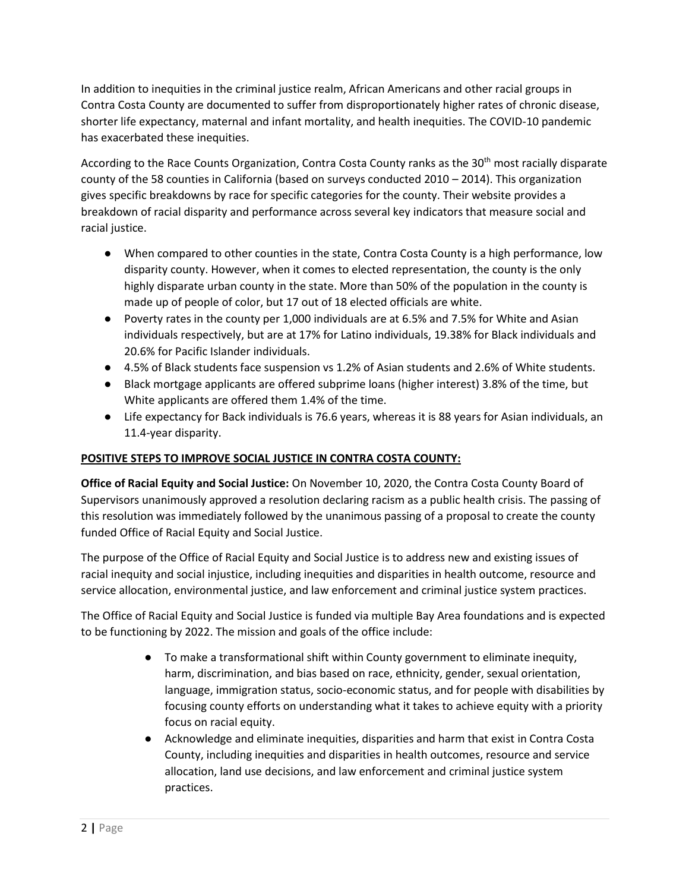In addition to inequities in the criminal justice realm, African Americans and other racial groups in Contra Costa County are documented to suffer from disproportionately higher rates of chronic disease, shorter life expectancy, maternal and infant mortality, and health inequities. The COVID-10 pandemic has exacerbated these inequities.

According to the Race Counts Organization, Contra Costa County ranks as the 30th most racially disparate county of the 58 counties in California (based on surveys conducted 2010 – 2014). This organization gives specific breakdowns by race for specific categories for the county. Their website provides a breakdown of racial disparity and performance across several key indicators that measure social and racial justice.

- When compared to other counties in the state, Contra Costa County is a high performance, low disparity county. However, when it comes to elected representation, the county is the only highly disparate urban county in the state. More than 50% of the population in the county is made up of people of color, but 17 out of 18 elected officials are white.
- Poverty rates in the county per 1,000 individuals are at 6.5% and 7.5% for White and Asian individuals respectively, but are at 17% for Latino individuals, 19.38% for Black individuals and 20.6% for Pacific Islander individuals.
- 4.5% of Black students face suspension vs 1.2% of Asian students and 2.6% of White students.
- Black mortgage applicants are offered subprime loans (higher interest) 3.8% of the time, but White applicants are offered them 1.4% of the time.
- Life expectancy for Back individuals is 76.6 years, whereas it is 88 years for Asian individuals, an 11.4-year disparity.

**POSITIVE STEPS TO IMPROVE SOCIAL JUSTICE IN CONTRA COSTA COUNTY:**

**Office of Racial Equity and Social Justice:** On November 10, 2020, the Contra Costa County Board of Supervisors unanimously approved a resolution declaring racism as a public health crisis. The passing of this resolution was immediately followed by the unanimous passing of a proposal to create the county funded Office of Racial Equity and Social Justice.

The purpose of the Office of Racial Equity and Social Justice is to address new and existing issues of racial inequity and social injustice, including inequities and disparities in health outcome, resource and service allocation, environmental justice, and law enforcement and criminal justice system practices.

The Office of Racial Equity and Social Justice is funded via multiple Bay Area foundations and is expected to be functioning by 2022. The mission and goals of the office include:

- To make a transformational shift within County government to eliminate inequity, harm, discrimination, and bias based on race, ethnicity, gender, sexual orientation, language, immigration status, socio-economic status, and for people with disabilities by focusing county efforts on understanding what it takes to achieve equity with a priority focus on racial equity.
- Acknowledge and eliminate inequities, disparities and harm that exist in Contra Costa County, including inequities and disparities in health outcomes, resource and service allocation, land use decisions, and law enforcement and criminal justice system practices.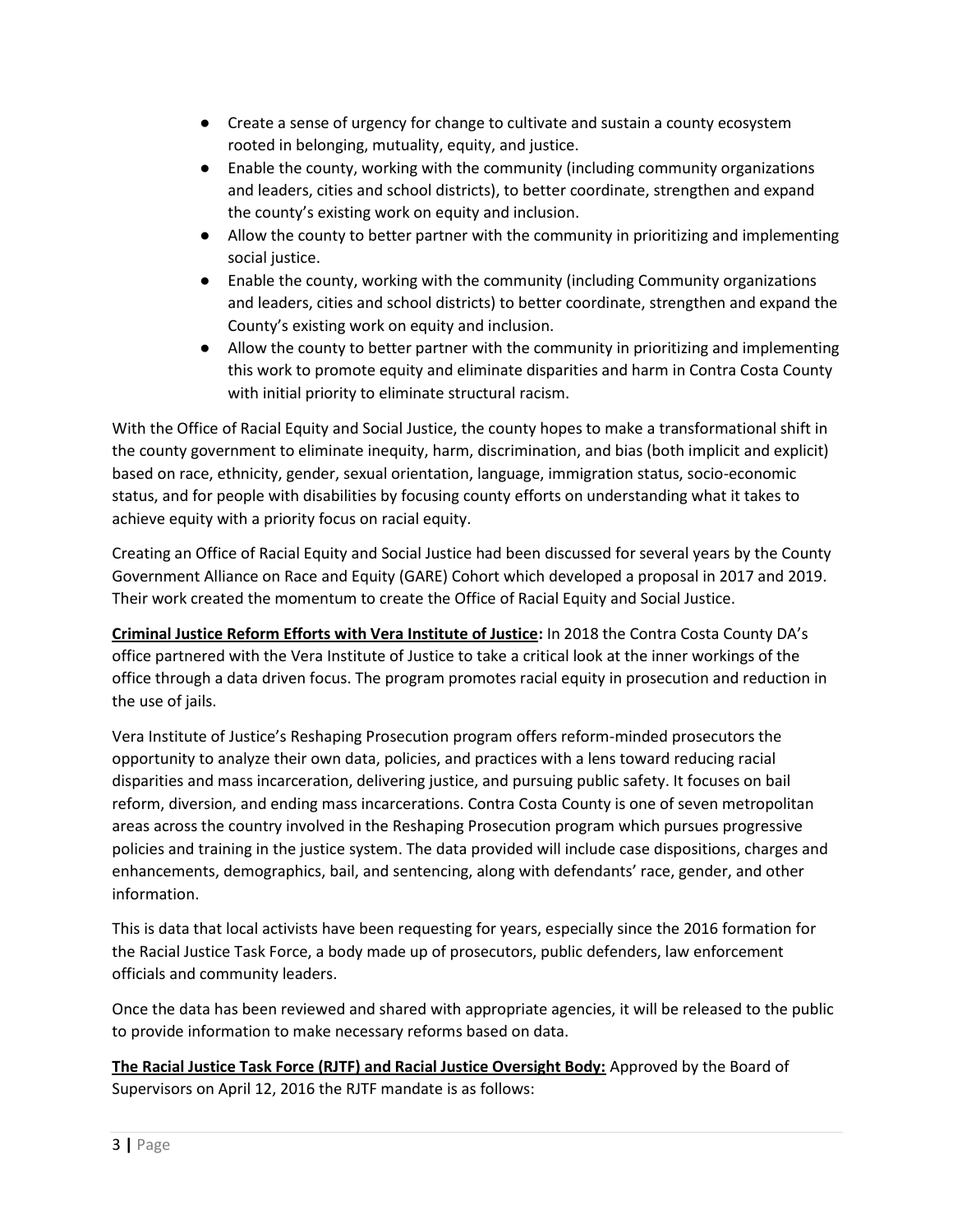- Create a sense of urgency for change to cultivate and sustain a county ecosystem rooted in belonging, mutuality, equity, and justice.
- Enable the county, working with the community (including community organizations and leaders, cities and school districts), to better coordinate, strengthen and expand the county's existing work on equity and inclusion.
- Allow the county to better partner with the community in prioritizing and implementing social justice.
- Enable the county, working with the community (including Community organizations and leaders, cities and school districts) to better coordinate, strengthen and expand the County's existing work on equity and inclusion.
- Allow the county to better partner with the community in prioritizing and implementing this work to promote equity and eliminate disparities and harm in Contra Costa County with initial priority to eliminate structural racism.

With the Office of Racial Equity and Social Justice, the county hopes to make a transformational shift in the county government to eliminate inequity, harm, discrimination, and bias (both implicit and explicit) based on race, ethnicity, gender, sexual orientation, language, immigration status, socio-economic status, and for people with disabilities by focusing county efforts on understanding what it takes to achieve equity with a priority focus on racial equity.

Creating an Office of Racial Equity and Social Justice had been discussed for several years by the County Government Alliance on Race and Equity (GARE) Cohort which developed a proposal in 2017 and 2019. Their work created the momentum to create the Office of Racial Equity and Social Justice.

**Criminal Justice Reform Efforts with Vera Institute of Justice:** In 2018 the Contra Costa County DA's office partnered with the Vera Institute of Justice to take a critical look at the inner workings of the office through a data driven focus. The program promotes racial equity in prosecution and reduction in the use of jails.

Vera Institute of Justice's Reshaping Prosecution program offers reform-minded prosecutors the opportunity to analyze their own data, policies, and practices with a lens toward reducing racial disparities and mass incarceration, delivering justice, and pursuing public safety. It focuses on bail reform, diversion, and ending mass incarcerations. Contra Costa County is one of seven metropolitan areas across the country involved in the Reshaping Prosecution program which pursues progressive policies and training in the justice system. The data provided will include case dispositions, charges and enhancements, demographics, bail, and sentencing, along with defendants' race, gender, and other information.

This is data that local activists have been requesting for years, especially since the 2016 formation for the Racial Justice Task Force, a body made up of prosecutors, public defenders, law enforcement officials and community leaders.

Once the data has been reviewed and shared with appropriate agencies, it will be released to the public to provide information to make necessary reforms based on data.

**The Racial Justice Task Force (RJTF) and Racial Justice Oversight Body:** Approved by the Board of Supervisors on April 12, 2016 the RJTF mandate is as follows: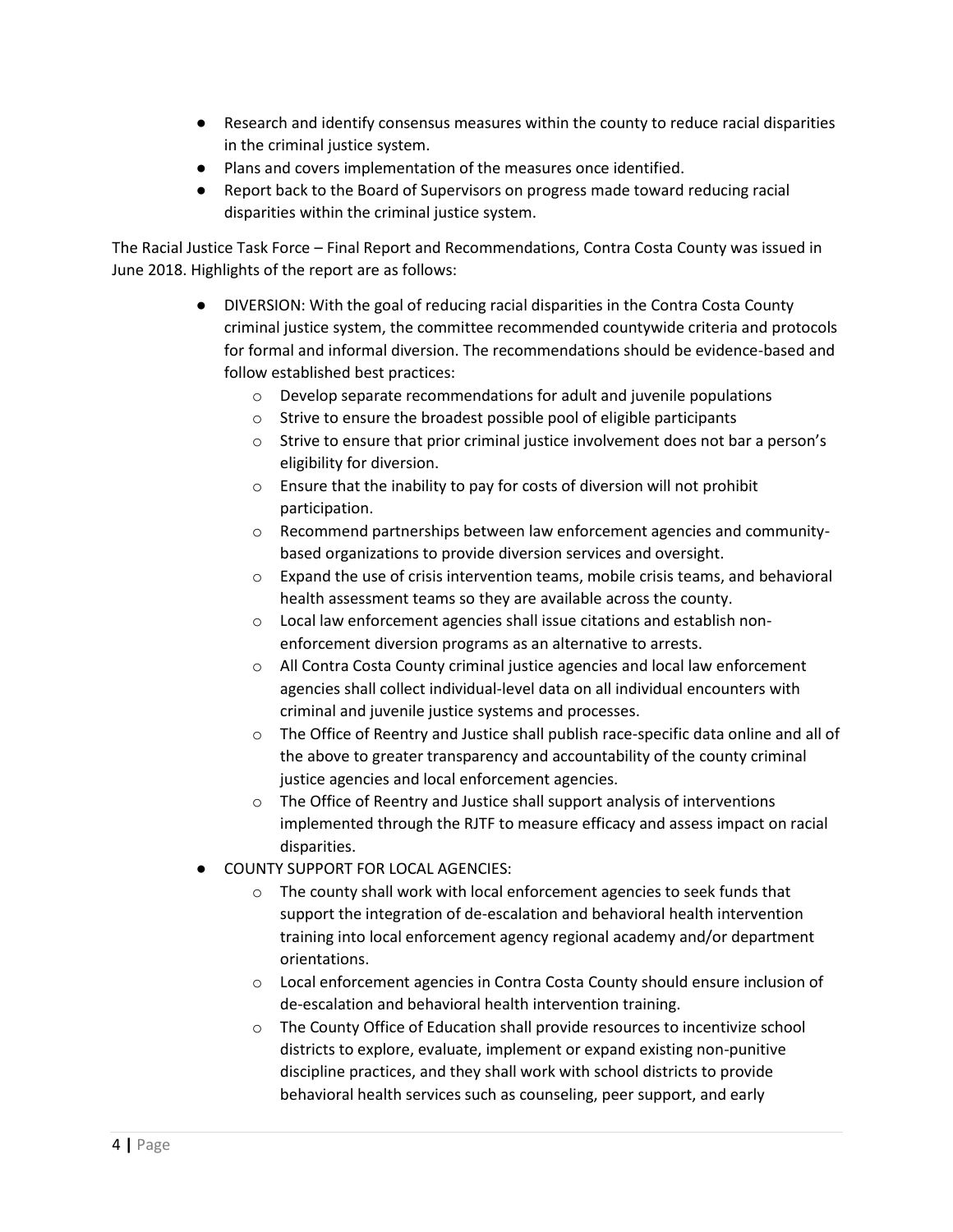- Research and identify consensus measures within the county to reduce racial disparities in the criminal justice system.
- Plans and covers implementation of the measures once identified.
- Report back to the Board of Supervisors on progress made toward reducing racial disparities within the criminal justice system.

The Racial Justice Task Force – Final Report and Recommendations, Contra Costa County was issued in June 2018. Highlights of the report are as follows:

- DIVERSION: With the goal of reducing racial disparities in the Contra Costa County criminal justice system, the committee recommended countywide criteria and protocols for formal and informal diversion. The recommendations should be evidence-based and follow established best practices:
  - Develop separate recommendations for adult and juvenile populations
  - Strive to ensure the broadest possible pool of eligible participants
  - Strive to ensure that prior criminal justice involvement does not bar a person's eligibility for diversion.
  - Ensure that the inability to pay for costs of diversion will not prohibit participation.
  - Recommend partnerships between law enforcement agencies and community-based organizations to provide diversion services and oversight.
  - Expand the use of crisis intervention teams, mobile crisis teams, and behavioral health assessment teams so they are available across the county.
  - Local law enforcement agencies shall issue citations and establish non-enforcement diversion programs as an alternative to arrests.
  - All Contra Costa County criminal justice agencies and local law enforcement agencies shall collect individual-level data on all individual encounters with criminal and juvenile justice systems and processes.
  - The Office of Reentry and Justice shall publish race-specific data online and all of the above to greater transparency and accountability of the county criminal justice agencies and local enforcement agencies.
  - The Office of Reentry and Justice shall support analysis of interventions implemented through the RJTF to measure efficacy and assess impact on racial disparities.
- COUNTY SUPPORT FOR LOCAL AGENCIES:
  - The county shall work with local enforcement agencies to seek funds that support the integration of de-escalation and behavioral health intervention training into local enforcement agency regional academy and/or department orientations.
  - Local enforcement agencies in Contra Costa County should ensure inclusion of de-escalation and behavioral health intervention training.
  - The County Office of Education shall provide resources to incentivize school districts to explore, evaluate, implement or expand existing non-punitive discipline practices, and they shall work with school districts to provide behavioral health services such as counseling, peer support, and early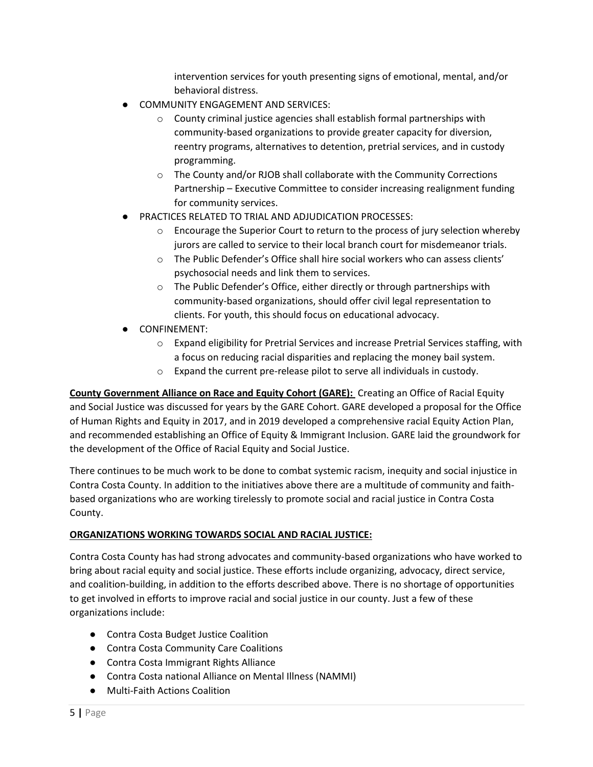intervention services for youth presenting signs of emotional, mental, and/or behavioral distress.

- COMMUNITY ENGAGEMENT AND SERVICES:
  - County criminal justice agencies shall establish formal partnerships with community-based organizations to provide greater capacity for diversion, reentry programs, alternatives to detention, pretrial services, and in custody programming.
  - The County and/or RJOB shall collaborate with the Community Corrections Partnership – Executive Committee to consider increasing realignment funding for community services.
- PRACTICES RELATED TO TRIAL AND ADJUDICATION PROCESSES:
  - Encourage the Superior Court to return to the process of jury selection whereby jurors are called to service to their local branch court for misdemeanor trials.
  - The Public Defender's Office shall hire social workers who can assess clients' psychosocial needs and link them to services.
  - The Public Defender's Office, either directly or through partnerships with community-based organizations, should offer civil legal representation to clients. For youth, this should focus on educational advocacy.
- CONFINEMENT:
  - Expand eligibility for Pretrial Services and increase Pretrial Services staffing, with a focus on reducing racial disparities and replacing the money bail system.
  - Expand the current pre-release pilot to serve all individuals in custody.

**County Government Alliance on Race and Equity Cohort (GARE):** Creating an Office of Racial Equity and Social Justice was discussed for years by the GARE Cohort. GARE developed a proposal for the Office of Human Rights and Equity in 2017, and in 2019 developed a comprehensive racial Equity Action Plan, and recommended establishing an Office of Equity & Immigrant Inclusion. GARE laid the groundwork for the development of the Office of Racial Equity and Social Justice.

There continues to be much work to be done to combat systemic racism, inequity and social injustice in Contra Costa County. In addition to the initiatives above there are a multitude of community and faith-based organizations who are working tirelessly to promote social and racial justice in Contra Costa County.

**ORGANIZATIONS WORKING TOWARDS SOCIAL AND RACIAL JUSTICE:**

Contra Costa County has had strong advocates and community-based organizations who have worked to bring about racial equity and social justice. These efforts include organizing, advocacy, direct service, and coalition-building, in addition to the efforts described above. There is no shortage of opportunities to get involved in efforts to improve racial and social justice in our county. Just a few of these organizations include:

- Contra Costa Budget Justice Coalition
- Contra Costa Community Care Coalitions
- Contra Costa Immigrant Rights Alliance
- Contra Costa national Alliance on Mental Illness (NAMMI)
- Multi-Faith Actions Coalition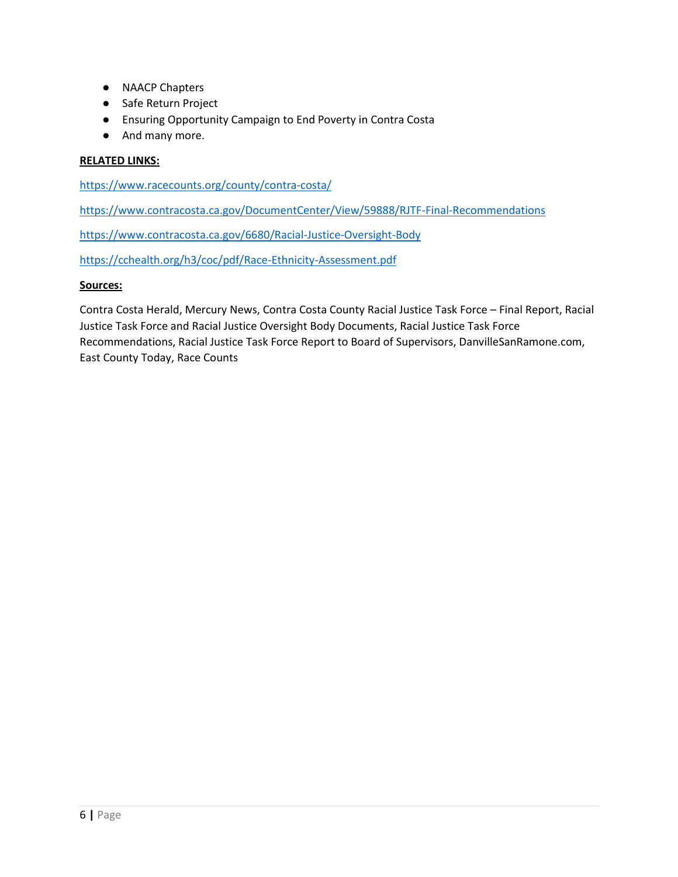- NAACP Chapters
- Safe Return Project
- Ensuring Opportunity Campaign to End Poverty in Contra Costa
- And many more.

**RELATED LINKS:**

https://www.racecounts.org/county/contra-costa/

https://www.contracosta.ca.gov/DocumentCenter/View/59888/RJTF-Final-Recommendations

https://www.contracosta.ca.gov/6680/Racial-Justice-Oversight-Body

https://cchealth.org/h3/coc/pdf/Race-Ethnicity-Assessment.pdf

**Sources:**

Contra Costa Herald, Mercury News, Contra Costa County Racial Justice Task Force – Final Report, Racial Justice Task Force and Racial Justice Oversight Body Documents, Racial Justice Task Force Recommendations, Racial Justice Task Force Report to Board of Supervisors, DanvilleSanRamone.com, East County Today, Race Counts